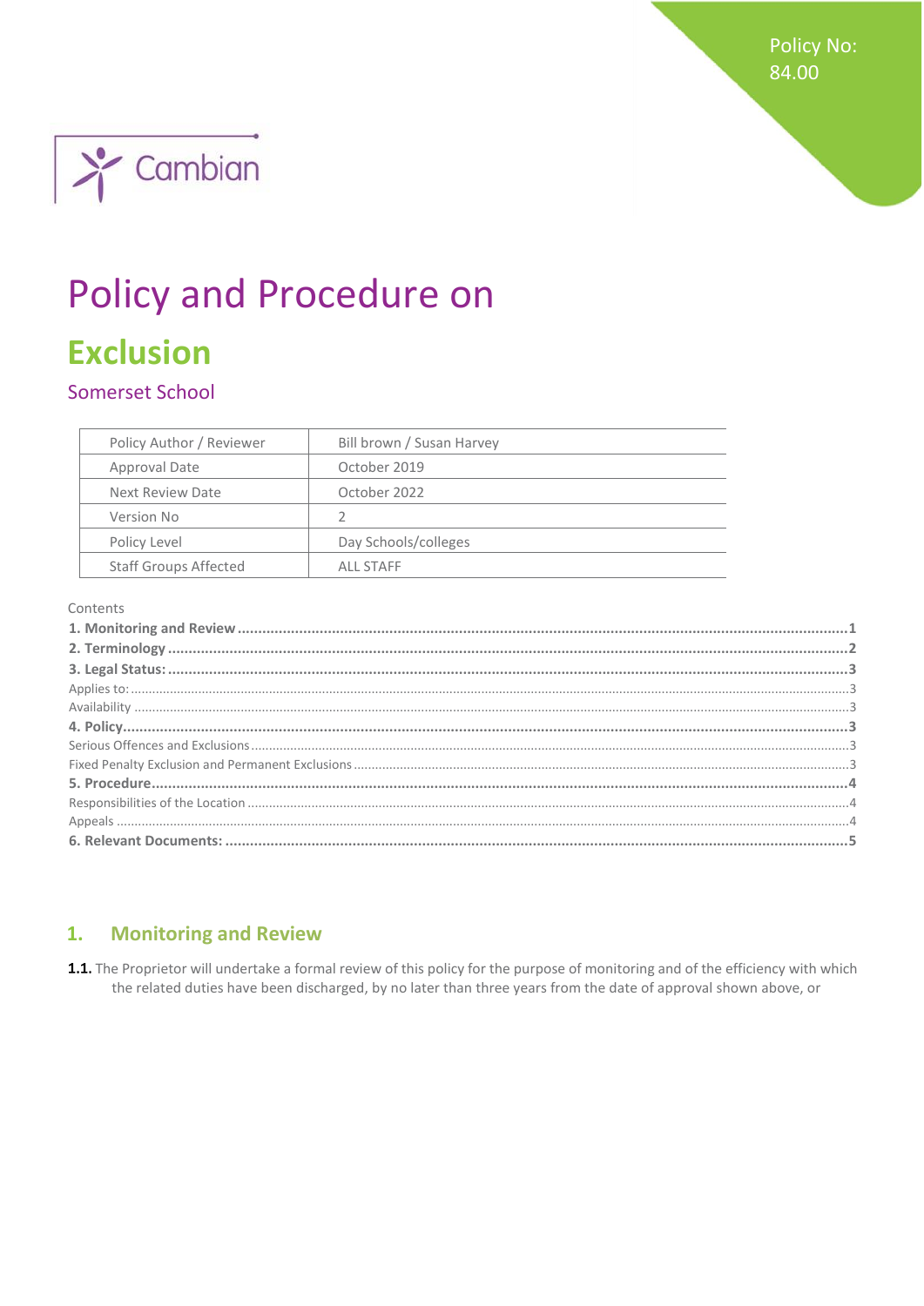Policy No: 84.00

Cambian

# Policy and Procedure on

# Exclusion

## Somerset School

| Policy Author / Reviewer | Bill brown / Susan Harvey |
|---|---|
| Approval Date | October 2019 |
| Next Review Date | October 2022 |
| Version No | 2 |
| Policy Level | Day Schools/colleges |
| Staff Groups Affected | ALL STAFF |

Contents

**1. Monitoring and Review** ..... 1
**2. Terminology** ..... 2
**3. Legal Status:** ..... 3
Applies to: ..... 3
Availability ..... 3
**4. Policy** ..... 3
Serious Offences and Exclusions ..... 3
Fixed Penalty Exclusion and Permanent Exclusions ..... 3
**5. Procedure** ..... 4
Responsibilities of the Location ..... 4
Appeals ..... 4
**6. Relevant Documents:** ..... 5

## 1. Monitoring and Review

**1.1.** The Proprietor will undertake a formal review of this policy for the purpose of monitoring and of the efficiency with which the related duties have been discharged, by no later than three years from the date of approval shown above, or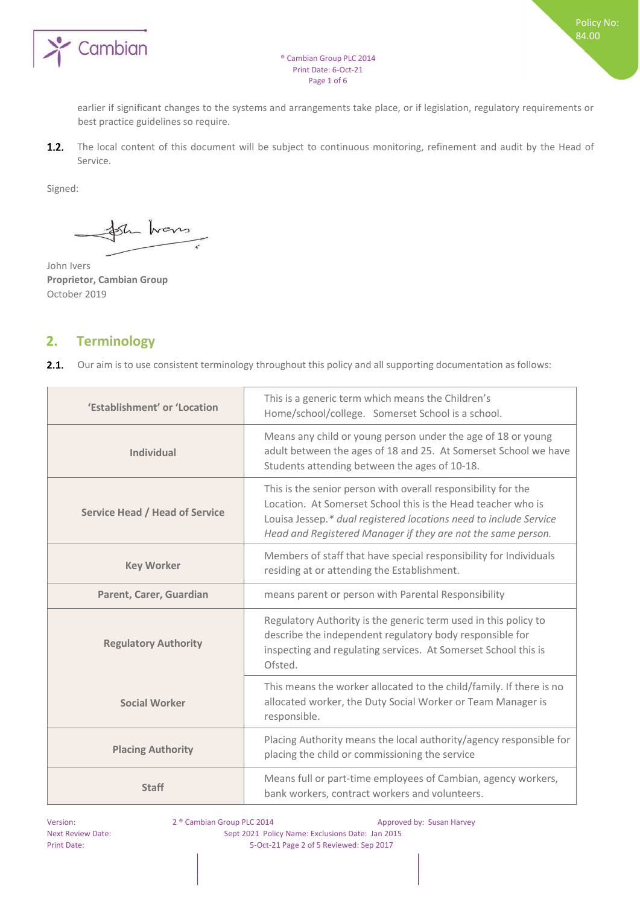earlier if significant changes to the systems and arrangements take place, or if legislation, regulatory requirements or best practice guidelines so require.

**1.2.** The local content of this document will be subject to continuous monitoring, refinement and audit by the Head of Service.

Signed:

John Ivers
**Proprietor, Cambian Group**
October 2019

## 2. Terminology

**2.1.** Our aim is to use consistent terminology throughout this policy and all supporting documentation as follows:

| | |
|---|---|
| **'Establishment' or 'Location** | This is a generic term which means the Children's Home/school/college. Somerset School is a school. |
| **Individual** | Means any child or young person under the age of 18 or young adult between the ages of 18 and 25. At Somerset School we have Students attending between the ages of 10-18. |
| **Service Head / Head of Service** | This is the senior person with overall responsibility for the Location. At Somerset School this is the Head teacher who is Louisa Jessep.* *dual registered locations need to include Service Head and Registered Manager if they are not the same person.* |
| **Key Worker** | Members of staff that have special responsibility for Individuals residing at or attending the Establishment. |
| **Parent, Carer, Guardian** | means parent or person with Parental Responsibility |
| **Regulatory Authority** | Regulatory Authority is the generic term used in this policy to describe the independent regulatory body responsible for inspecting and regulating services. At Somerset School this is Ofsted. |
| **Social Worker** | This means the worker allocated to the child/family. If there is no allocated worker, the Duty Social Worker or Team Manager is responsible. |
| **Placing Authority** | Placing Authority means the local authority/agency responsible for placing the child or commissioning the service |
| **Staff** | Means full or part-time employees of Cambian, agency workers, bank workers, contract workers and volunteers. |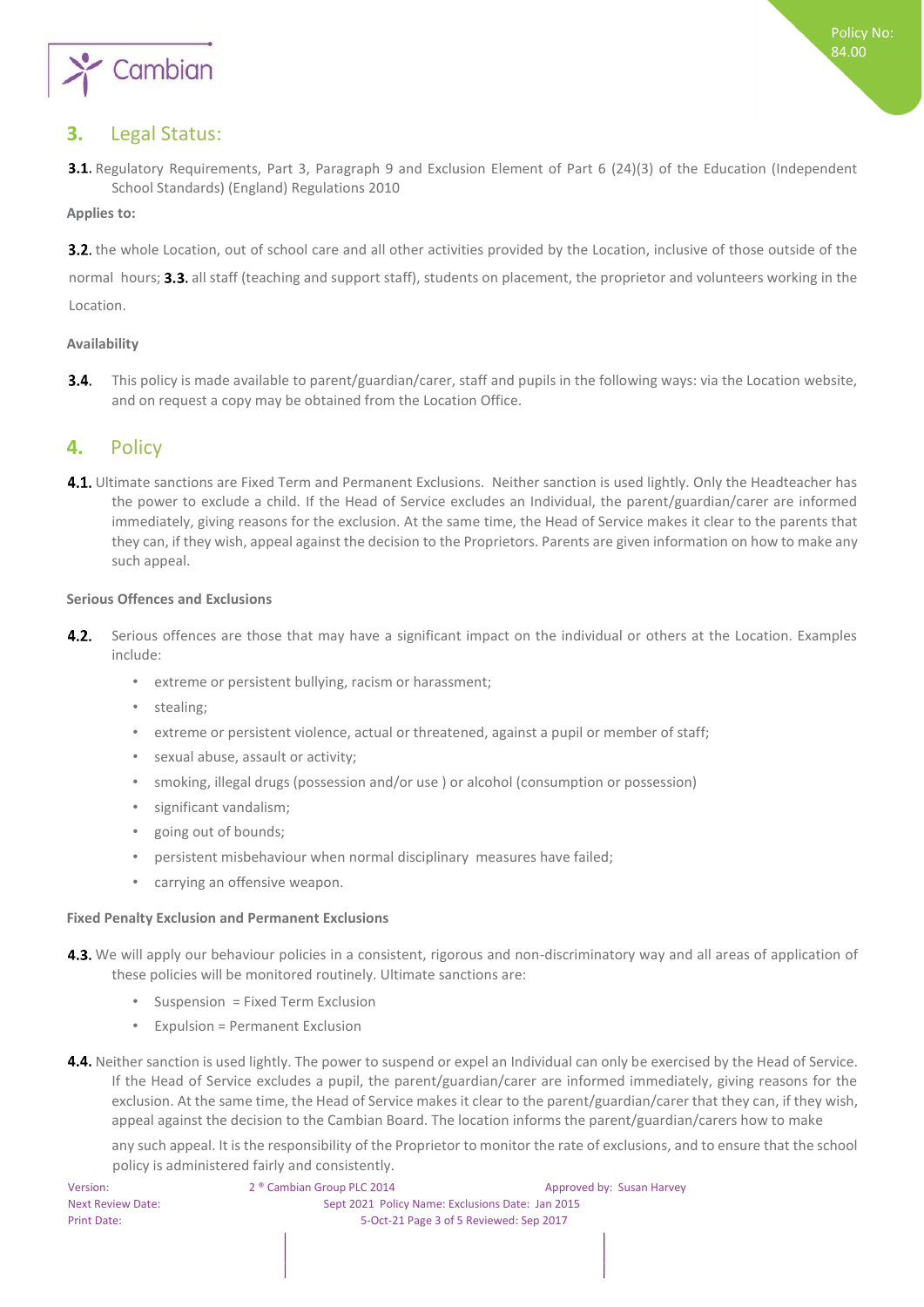## 3. Legal Status:

**3.1.** Regulatory Requirements, Part 3, Paragraph 9 and Exclusion Element of Part 6 (24)(3) of the Education (Independent School Standards) (England) Regulations 2010

**Applies to:**

**3.2.** the whole Location, out of school care and all other activities provided by the Location, inclusive of those outside of the normal hours; **3.3.** all staff (teaching and support staff), students on placement, the proprietor and volunteers working in the Location.

**Availability**

**3.4.** This policy is made available to parent/guardian/carer, staff and pupils in the following ways: via the Location website, and on request a copy may be obtained from the Location Office.

## 4. Policy

**4.1.** Ultimate sanctions are Fixed Term and Permanent Exclusions. Neither sanction is used lightly. Only the Headteacher has the power to exclude a child. If the Head of Service excludes an Individual, the parent/guardian/carer are informed immediately, giving reasons for the exclusion. At the same time, the Head of Service makes it clear to the parents that they can, if they wish, appeal against the decision to the Proprietors. Parents are given information on how to make any such appeal.

**Serious Offences and Exclusions**

**4.2.** Serious offences are those that may have a significant impact on the individual or others at the Location. Examples include:

- extreme or persistent bullying, racism or harassment;
- stealing;
- extreme or persistent violence, actual or threatened, against a pupil or member of staff;
- sexual abuse, assault or activity;
- smoking, illegal drugs (possession and/or use ) or alcohol (consumption or possession)
- significant vandalism;
- going out of bounds;
- persistent misbehaviour when normal disciplinary measures have failed;
- carrying an offensive weapon.

**Fixed Penalty Exclusion and Permanent Exclusions**

**4.3.** We will apply our behaviour policies in a consistent, rigorous and non-discriminatory way and all areas of application of these policies will be monitored routinely. Ultimate sanctions are:

- Suspension = Fixed Term Exclusion
- Expulsion = Permanent Exclusion

**4.4.** Neither sanction is used lightly. The power to suspend or expel an Individual can only be exercised by the Head of Service. If the Head of Service excludes a pupil, the parent/guardian/carer are informed immediately, giving reasons for the exclusion. At the same time, the Head of Service makes it clear to the parent/guardian/carer that they can, if they wish, appeal against the decision to the Cambian Board. The location informs the parent/guardian/carers how to make any such appeal. It is the responsibility of the Proprietor to monitor the rate of exclusions, and to ensure that the school policy is administered fairly and consistently.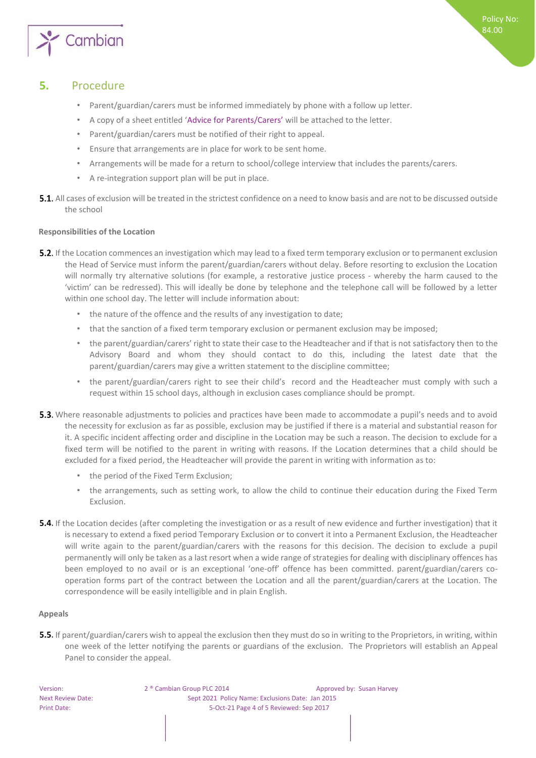## 5. Procedure

- Parent/guardian/carers must be informed immediately by phone with a follow up letter.
- A copy of a sheet entitled 'Advice for Parents/Carers' will be attached to the letter.
- Parent/guardian/carers must be notified of their right to appeal.
- Ensure that arrangements are in place for work to be sent home.
- Arrangements will be made for a return to school/college interview that includes the parents/carers.
- A re-integration support plan will be put in place.

**5.1.** All cases of exclusion will be treated in the strictest confidence on a need to know basis and are not to be discussed outside the school

**Responsibilities of the Location**

**5.2.** If the Location commences an investigation which may lead to a fixed term temporary exclusion or to permanent exclusion the Head of Service must inform the parent/guardian/carers without delay. Before resorting to exclusion the Location will normally try alternative solutions (for example, a restorative justice process - whereby the harm caused to the 'victim' can be redressed). This will ideally be done by telephone and the telephone call will be followed by a letter within one school day. The letter will include information about:

- the nature of the offence and the results of any investigation to date;
- that the sanction of a fixed term temporary exclusion or permanent exclusion may be imposed;
- the parent/guardian/carers' right to state their case to the Headteacher and if that is not satisfactory then to the Advisory Board and whom they should contact to do this, including the latest date that the parent/guardian/carers may give a written statement to the discipline committee;
- the parent/guardian/carers right to see their child's record and the Headteacher must comply with such a request within 15 school days, although in exclusion cases compliance should be prompt.

**5.3.** Where reasonable adjustments to policies and practices have been made to accommodate a pupil's needs and to avoid the necessity for exclusion as far as possible, exclusion may be justified if there is a material and substantial reason for it. A specific incident affecting order and discipline in the Location may be such a reason. The decision to exclude for a fixed term will be notified to the parent in writing with reasons. If the Location determines that a child should be excluded for a fixed period, the Headteacher will provide the parent in writing with information as to:

- the period of the Fixed Term Exclusion;
- the arrangements, such as setting work, to allow the child to continue their education during the Fixed Term Exclusion.

**5.4.** If the Location decides (after completing the investigation or as a result of new evidence and further investigation) that it is necessary to extend a fixed period Temporary Exclusion or to convert it into a Permanent Exclusion, the Headteacher will write again to the parent/guardian/carers with the reasons for this decision. The decision to exclude a pupil permanently will only be taken as a last resort when a wide range of strategies for dealing with disciplinary offences has been employed to no avail or is an exceptional 'one-off' offence has been committed. parent/guardian/carers co-operation forms part of the contract between the Location and all the parent/guardian/carers at the Location. The correspondence will be easily intelligible and in plain English.

**Appeals**

**5.5.** If parent/guardian/carers wish to appeal the exclusion then they must do so in writing to the Proprietors, in writing, within one week of the letter notifying the parents or guardians of the exclusion. The Proprietors will establish an Appeal Panel to consider the appeal.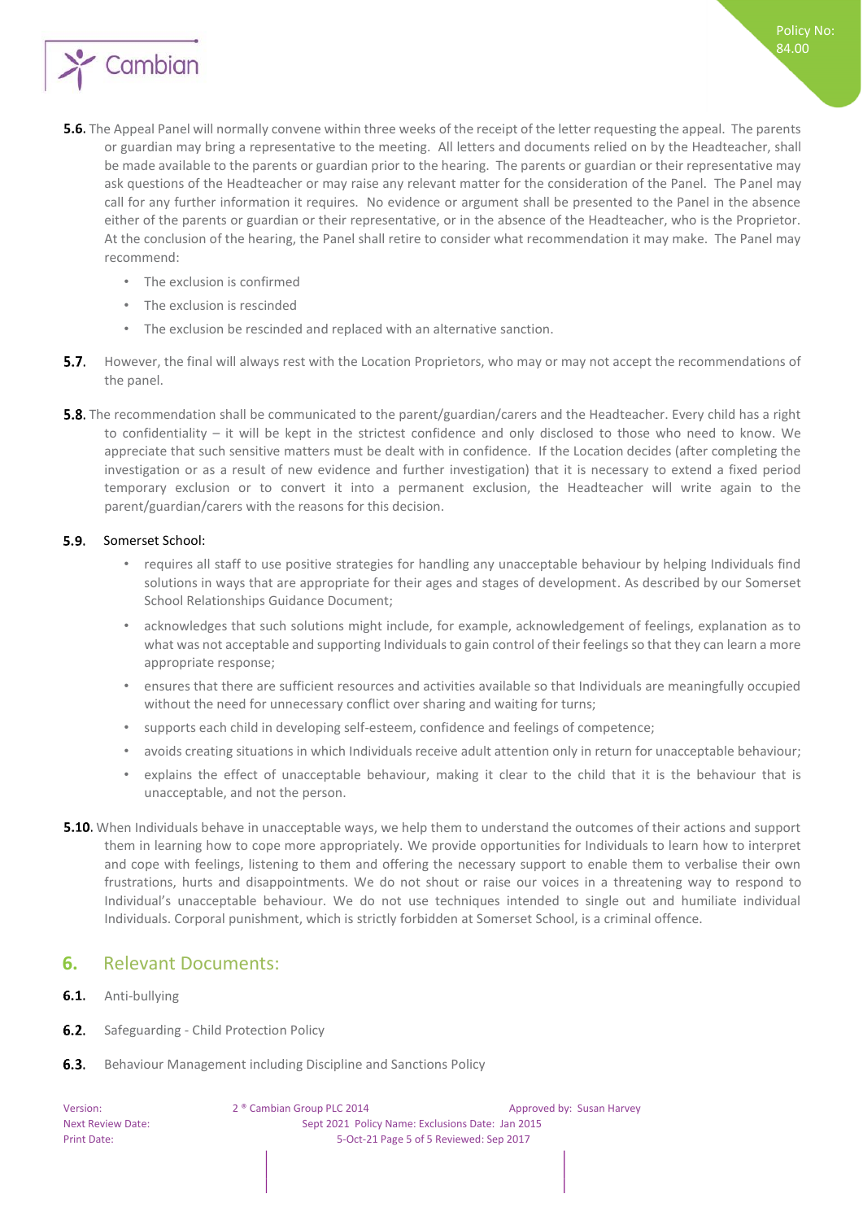**5.6.** The Appeal Panel will normally convene within three weeks of the receipt of the letter requesting the appeal. The parents or guardian may bring a representative to the meeting. All letters and documents relied on by the Headteacher, shall be made available to the parents or guardian prior to the hearing. The parents or guardian or their representative may ask questions of the Headteacher or may raise any relevant matter for the consideration of the Panel. The Panel may call for any further information it requires. No evidence or argument shall be presented to the Panel in the absence either of the parents or guardian or their representative, or in the absence of the Headteacher, who is the Proprietor. At the conclusion of the hearing, the Panel shall retire to consider what recommendation it may make. The Panel may recommend:

- The exclusion is confirmed
- The exclusion is rescinded
- The exclusion be rescinded and replaced with an alternative sanction.

**5.7.** However, the final will always rest with the Location Proprietors, who may or may not accept the recommendations of the panel.

**5.8.** The recommendation shall be communicated to the parent/guardian/carers and the Headteacher. Every child has a right to confidentiality – it will be kept in the strictest confidence and only disclosed to those who need to know. We appreciate that such sensitive matters must be dealt with in confidence. If the Location decides (after completing the investigation or as a result of new evidence and further investigation) that it is necessary to extend a fixed period temporary exclusion or to convert it into a permanent exclusion, the Headteacher will write again to the parent/guardian/carers with the reasons for this decision.

**5.9.** Somerset School:

- requires all staff to use positive strategies for handling any unacceptable behaviour by helping Individuals find solutions in ways that are appropriate for their ages and stages of development. As described by our Somerset School Relationships Guidance Document;
- acknowledges that such solutions might include, for example, acknowledgement of feelings, explanation as to what was not acceptable and supporting Individuals to gain control of their feelings so that they can learn a more appropriate response;
- ensures that there are sufficient resources and activities available so that Individuals are meaningfully occupied without the need for unnecessary conflict over sharing and waiting for turns;
- supports each child in developing self-esteem, confidence and feelings of competence;
- avoids creating situations in which Individuals receive adult attention only in return for unacceptable behaviour;
- explains the effect of unacceptable behaviour, making it clear to the child that it is the behaviour that is unacceptable, and not the person.

**5.10.** When Individuals behave in unacceptable ways, we help them to understand the outcomes of their actions and support them in learning how to cope more appropriately. We provide opportunities for Individuals to learn how to interpret and cope with feelings, listening to them and offering the necessary support to enable them to verbalise their own frustrations, hurts and disappointments. We do not shout or raise our voices in a threatening way to respond to Individual's unacceptable behaviour. We do not use techniques intended to single out and humiliate individual Individuals. Corporal punishment, which is strictly forbidden at Somerset School, is a criminal offence.

## 6. Relevant Documents:

**6.1.** Anti-bullying

**6.2.** Safeguarding - Child Protection Policy

**6.3.** Behaviour Management including Discipline and Sanctions Policy